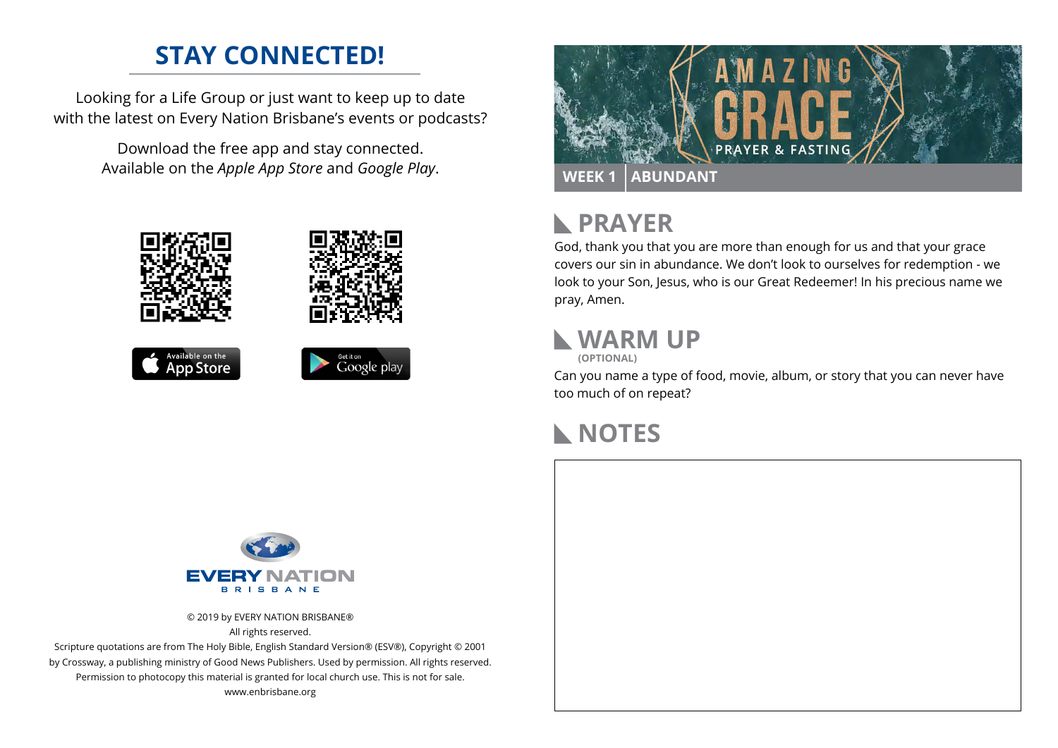## STAY CONNECTED!

Looking for a Life Group or just want to keep up to date with the latest on Every Nation Brisbane's events or podcasts?

Download the free app and stay connected. Available on the *Apple App Store* and *Google Play*.

Available on the App Store

Get it on Google play

EVERY NATION BRISBANE

© 2019 by EVERY NATION BRISBANE®
All rights reserved.
Scripture quotations are from The Holy Bible, English Standard Version® (ESV®), Copyright © 2001 by Crossway, a publishing ministry of Good News Publishers. Used by permission. All rights reserved.
Permission to photocopy this material is granted for local church use. This is not for sale.
www.enbrisbane.org

# AMAZING GRACE
PRAYER & FASTING

**WEEK 1 | ABUNDANT**

## PRAYER

God, thank you that you are more than enough for us and that your grace covers our sin in abundance. We don't look to ourselves for redemption - we look to your Son, Jesus, who is our Great Redeemer! In his precious name we pray, Amen.

## WARM UP
**(OPTIONAL)**

Can you name a type of food, movie, album, or story that you can never have too much of on repeat?

## NOTES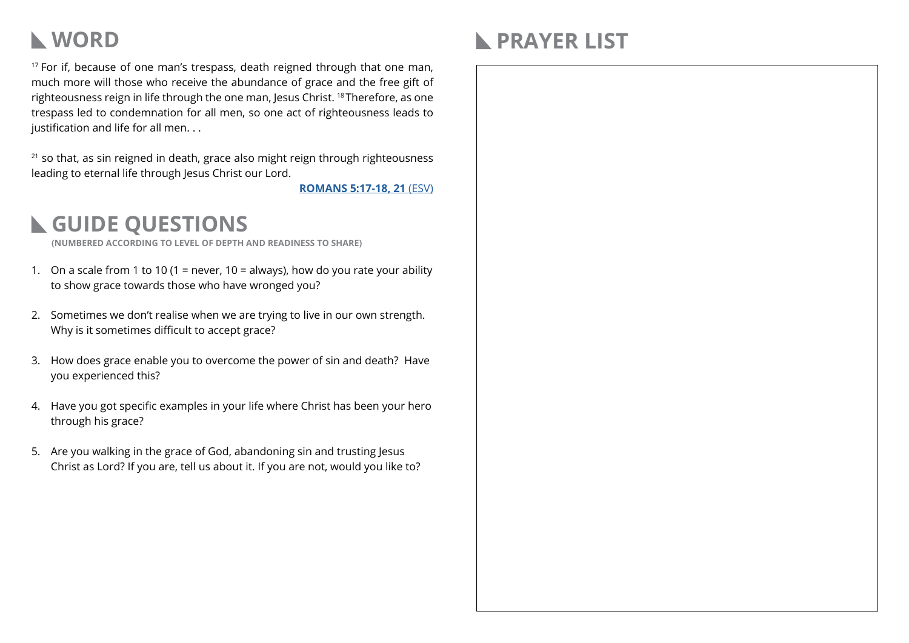## WORD

[17] For if, because of one man's trespass, death reigned through that one man, much more will those who receive the abundance of grace and the free gift of righteousness reign in life through the one man, Jesus Christ. [18] Therefore, as one trespass led to condemnation for all men, so one act of righteousness leads to justification and life for all men. . .

[21] so that, as sin reigned in death, grace also might reign through righteousness leading to eternal life through Jesus Christ our Lord.

**ROMANS 5:17-18, 21** (ESV)

## GUIDE QUESTIONS

**(NUMBERED ACCORDING TO LEVEL OF DEPTH AND READINESS TO SHARE)**

1. On a scale from 1 to 10 (1 = never, 10 = always), how do you rate your ability to show grace towards those who have wronged you?
2. Sometimes we don't realise when we are trying to live in our own strength. Why is it sometimes difficult to accept grace?
3. How does grace enable you to overcome the power of sin and death? Have you experienced this?
4. Have you got specific examples in your life where Christ has been your hero through his grace?
5. Are you walking in the grace of God, abandoning sin and trusting Jesus Christ as Lord? If you are, tell us about it. If you are not, would you like to?

## PRAYER LIST